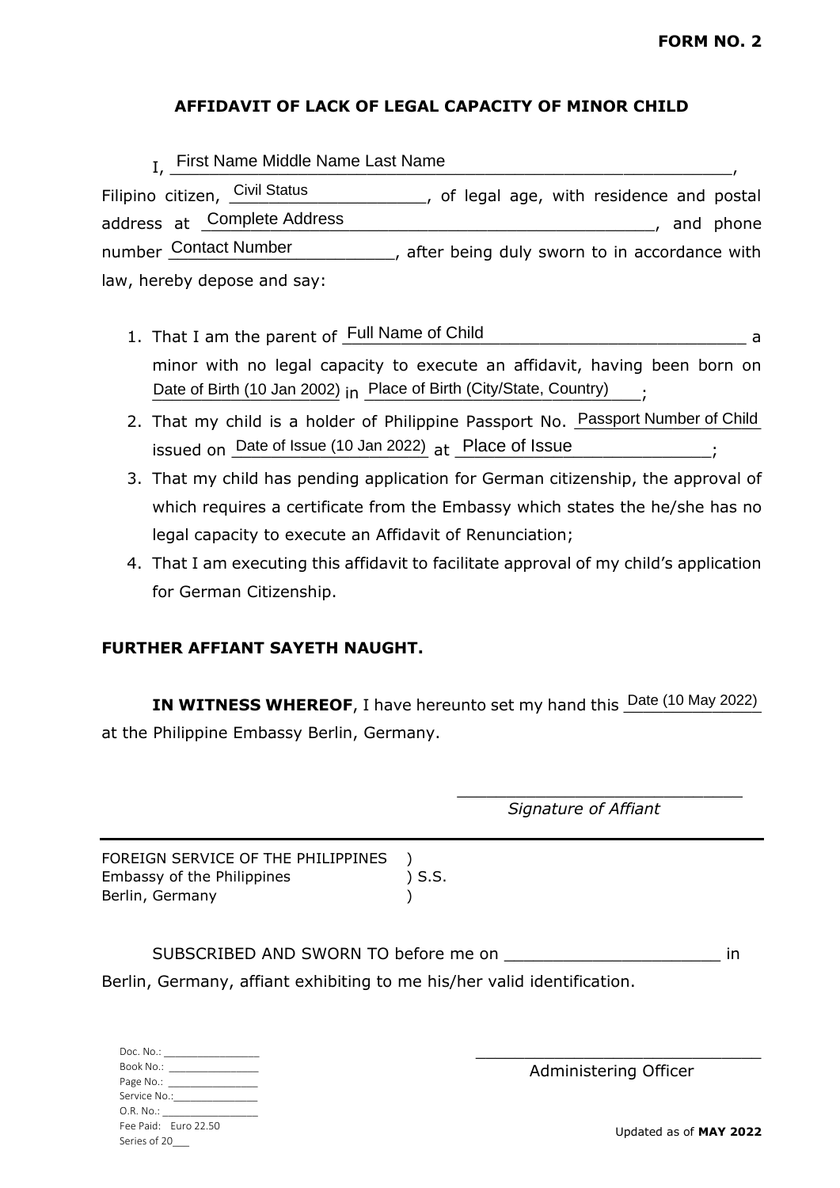**FORM NO. 2**

## AFFIDAVIT OF LACK OF LEGAL CAPACITY OF MINOR CHILD

I, First Name Middle Name Last Name, Filipino citizen, Civil Status, of legal age, with residence and postal address at Complete Address, and phone number Contact Number, after being duly sworn to in accordance with law, hereby depose and say:

1. That I am the parent of Full Name of Child a minor with no legal capacity to execute an affidavit, having been born on Date of Birth (10 Jan 2002) in Place of Birth (City/State, Country);
2. That my child is a holder of Philippine Passport No. Passport Number of Child issued on Date of Issue (10 Jan 2022) at Place of Issue;
3. That my child has pending application for German citizenship, the approval of which requires a certificate from the Embassy which states the he/she has no legal capacity to execute an Affidavit of Renunciation;
4. That I am executing this affidavit to facilitate approval of my child's application for German Citizenship.

**FURTHER AFFIANT SAYETH NAUGHT.**

**IN WITNESS WHEREOF**, I have hereunto set my hand this Date (10 May 2022) at the Philippine Embassy Berlin, Germany.

\_\_\_\_\_\_\_\_\_\_\_\_\_\_\_\_\_\_\_\_\_\_\_\_\_\_\_\_\_\_

*Signature of Affiant*

---

FOREIGN SERVICE OF THE PHILIPPINES )
Embassy of the Philippines ) S.S.
Berlin, Germany )

SUBSCRIBED AND SWORN TO before me on \_\_\_\_\_\_\_\_\_\_\_\_\_\_\_\_\_\_\_\_\_\_ in Berlin, Germany, affiant exhibiting to me his/her valid identification.

Doc. No.: \_\_\_\_\_\_\_\_\_\_\_\_\_\_\_
Book No.: \_\_\_\_\_\_\_\_\_\_\_\_\_\_
Page No.: \_\_\_\_\_\_\_\_\_\_\_\_\_\_
Service No.:\_\_\_\_\_\_\_\_\_\_\_\_\_
O.R. No.: \_\_\_\_\_\_\_\_\_\_\_\_\_\_\_
Fee Paid: Euro 22.50
Series of 20\_\_\_

\_\_\_\_\_\_\_\_\_\_\_\_\_\_\_\_\_\_\_\_\_\_\_\_\_\_\_\_\_\_

Administering Officer

Updated as of **MAY 2022**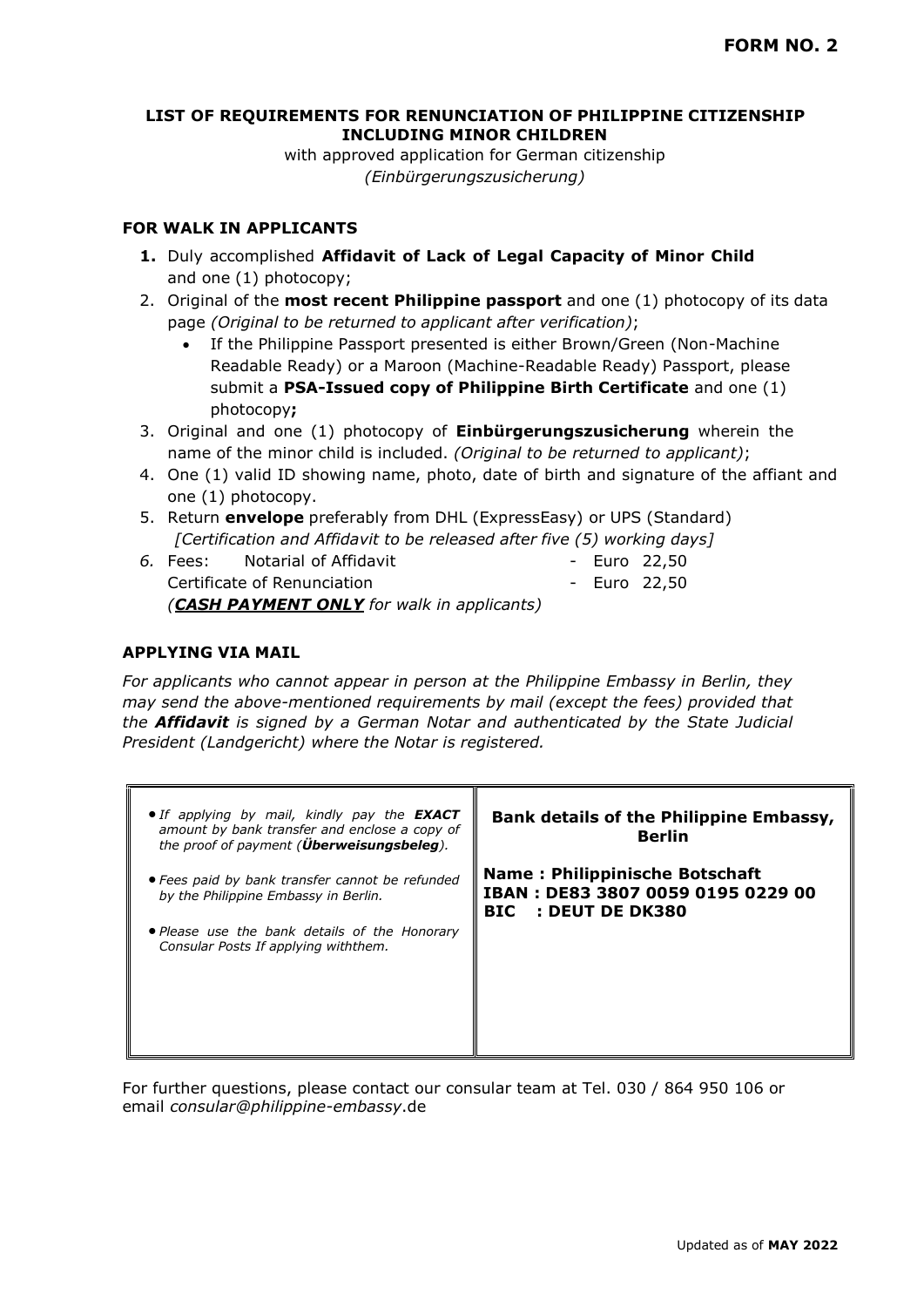**FORM NO. 2**

**LIST OF REQUIREMENTS FOR RENUNCIATION OF PHILIPPINE CITIZENSHIP INCLUDING MINOR CHILDREN**

with approved application for German citizenship
*(Einbürgerungszusicherung)*

**FOR WALK IN APPLICANTS**

1. Duly accomplished **Affidavit of Lack of Legal Capacity of Minor Child** and one (1) photocopy;
2. Original of the **most recent Philippine passport** and one (1) photocopy of its data page *(Original to be returned to applicant after verification)*;
   - If the Philippine Passport presented is either Brown/Green (Non-Machine Readable Ready) or a Maroon (Machine-Readable Ready) Passport, please submit a **PSA-Issued copy of Philippine Birth Certificate** and one (1) photocopy**;**
3. Original and one (1) photocopy of **Einbürgerungszusicherung** wherein the name of the minor child is included. *(Original to be returned to applicant)*;
4. One (1) valid ID showing name, photo, date of birth and signature of the affiant and one (1) photocopy.
5. Return **envelope** preferably from DHL (ExpressEasy) or UPS (Standard)
   *[Certification and Affidavit to be released after five (5) working days]*
6. Fees: Notarial of Affidavit - Euro 22,50
   Certificate of Renunciation - Euro 22,50
   *(**CASH PAYMENT ONLY** for walk in applicants)*

**APPLYING VIA MAIL**

*For applicants who cannot appear in person at the Philippine Embassy in Berlin, they may send the above-mentioned requirements by mail (except the fees) provided that the **Affidavit** is signed by a German Notar and authenticated by the State Judicial President (Landgericht) where the Notar is registered.*

| | |
|---|---|
| • *If applying by mail, kindly pay the **EXACT** amount by bank transfer and enclose a copy of the proof of payment (**Überweisungsbeleg**).*<br>• *Fees paid by bank transfer cannot be refunded by the Philippine Embassy in Berlin.*<br>• *Please use the bank details of the Honorary Consular Posts If applying withthem.* | **Bank details of the Philippine Embassy, Berlin**<br>**Name : Philippinische Botschaft**<br>**IBAN : DE83 3807 0059 0195 0229 00**<br>**BIC : DEUT DE DK380** |

For further questions, please contact our consular team at Tel. 030 / 864 950 106 or email *consular@philippine-embassy*.de

Updated as of **MAY 2022**